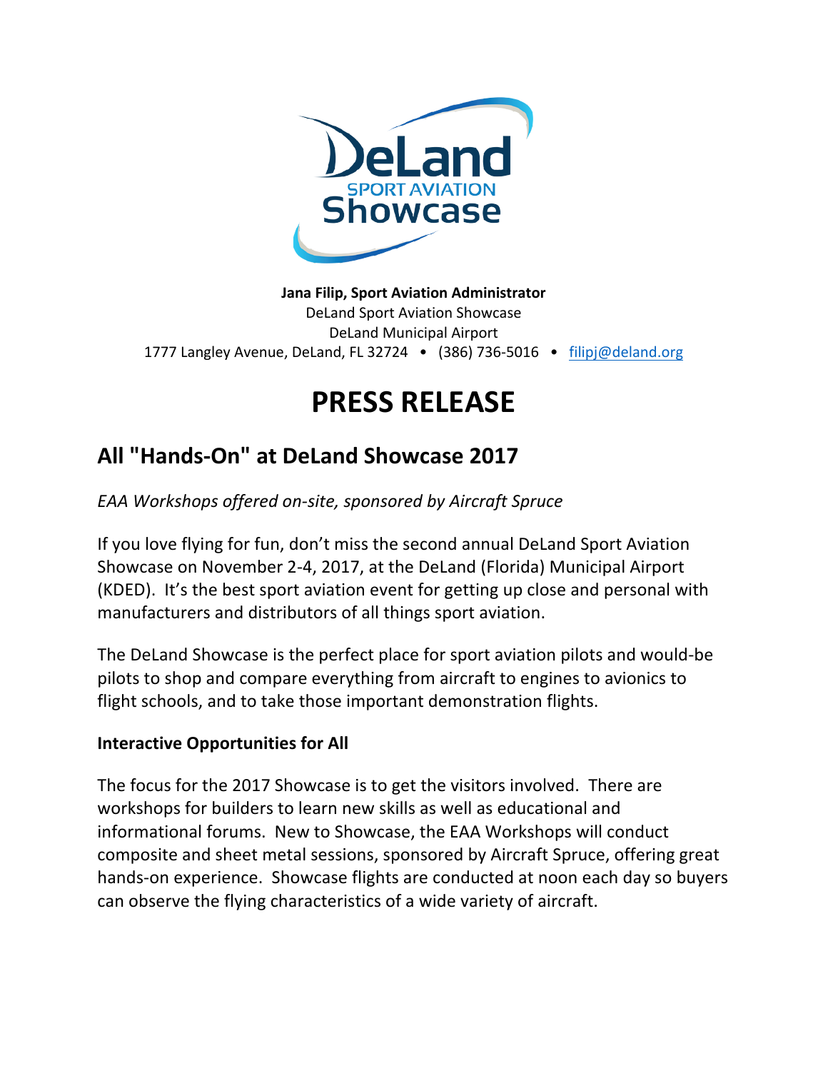**Jana Filip, Sport Aviation Administrator**
DeLand Sport Aviation Showcase
DeLand Municipal Airport
1777 Langley Avenue, DeLand, FL 32724 • (386) 736-5016 • filipj@deland.org

# PRESS RELEASE

## All "Hands-On" at DeLand Showcase 2017

*EAA Workshops offered on-site, sponsored by Aircraft Spruce*

If you love flying for fun, don't miss the second annual DeLand Sport Aviation Showcase on November 2-4, 2017, at the DeLand (Florida) Municipal Airport (KDED). It's the best sport aviation event for getting up close and personal with manufacturers and distributors of all things sport aviation.

The DeLand Showcase is the perfect place for sport aviation pilots and would-be pilots to shop and compare everything from aircraft to engines to avionics to flight schools, and to take those important demonstration flights.

### Interactive Opportunities for All

The focus for the 2017 Showcase is to get the visitors involved. There are workshops for builders to learn new skills as well as educational and informational forums. New to Showcase, the EAA Workshops will conduct composite and sheet metal sessions, sponsored by Aircraft Spruce, offering great hands-on experience. Showcase flights are conducted at noon each day so buyers can observe the flying characteristics of a wide variety of aircraft.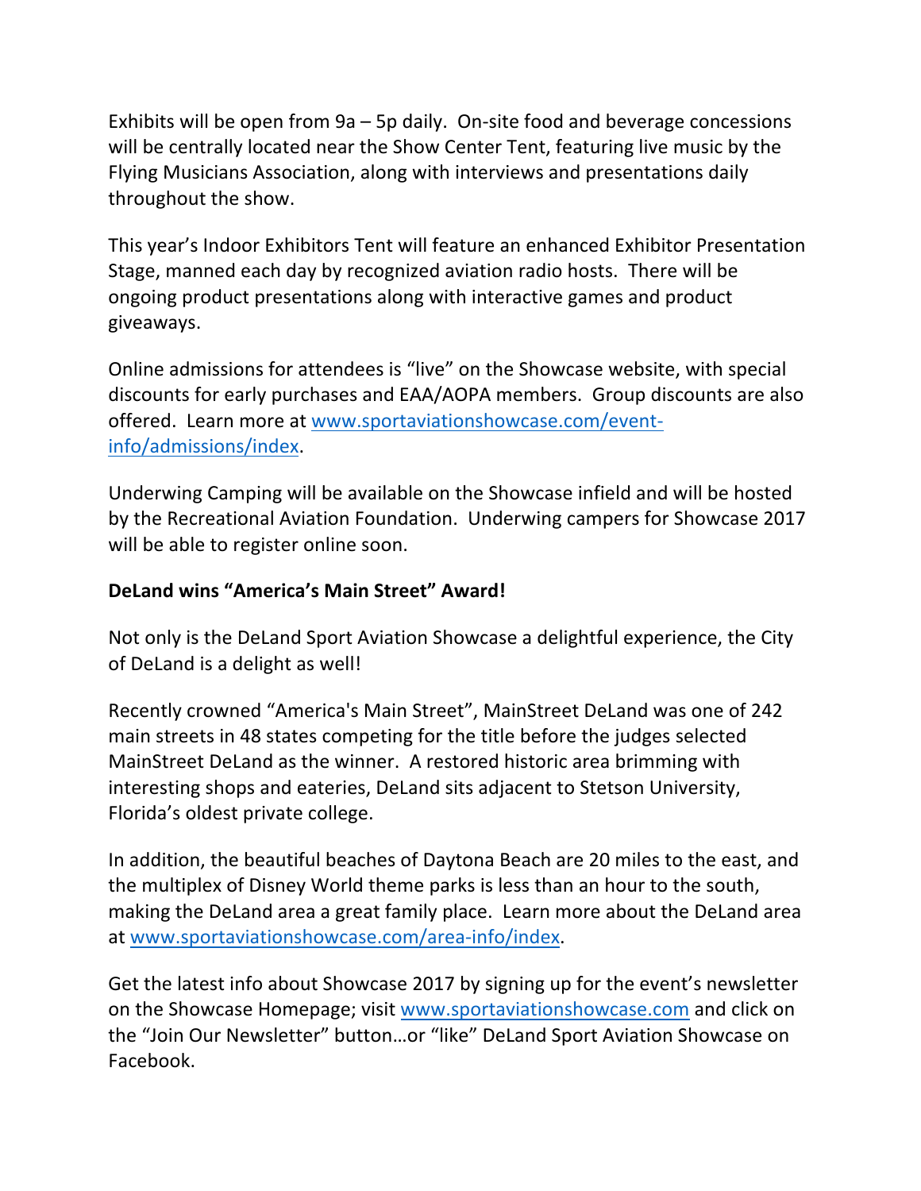Exhibits will be open from 9a – 5p daily. On-site food and beverage concessions will be centrally located near the Show Center Tent, featuring live music by the Flying Musicians Association, along with interviews and presentations daily throughout the show.

This year's Indoor Exhibitors Tent will feature an enhanced Exhibitor Presentation Stage, manned each day by recognized aviation radio hosts. There will be ongoing product presentations along with interactive games and product giveaways.

Online admissions for attendees is "live" on the Showcase website, with special discounts for early purchases and EAA/AOPA members. Group discounts are also offered. Learn more at [www.sportaviationshowcase.com/event-info/admissions/index](www.sportaviationshowcase.com/event-info/admissions/index).

Underwing Camping will be available on the Showcase infield and will be hosted by the Recreational Aviation Foundation. Underwing campers for Showcase 2017 will be able to register online soon.

**DeLand wins "America's Main Street" Award!**

Not only is the DeLand Sport Aviation Showcase a delightful experience, the City of DeLand is a delight as well!

Recently crowned "America's Main Street", MainStreet DeLand was one of 242 main streets in 48 states competing for the title before the judges selected MainStreet DeLand as the winner. A restored historic area brimming with interesting shops and eateries, DeLand sits adjacent to Stetson University, Florida's oldest private college.

In addition, the beautiful beaches of Daytona Beach are 20 miles to the east, and the multiplex of Disney World theme parks is less than an hour to the south, making the DeLand area a great family place. Learn more about the DeLand area at [www.sportaviationshowcase.com/area-info/index](www.sportaviationshowcase.com/area-info/index).

Get the latest info about Showcase 2017 by signing up for the event's newsletter on the Showcase Homepage; visit [www.sportaviationshowcase.com](www.sportaviationshowcase.com) and click on the "Join Our Newsletter" button…or "like" DeLand Sport Aviation Showcase on Facebook.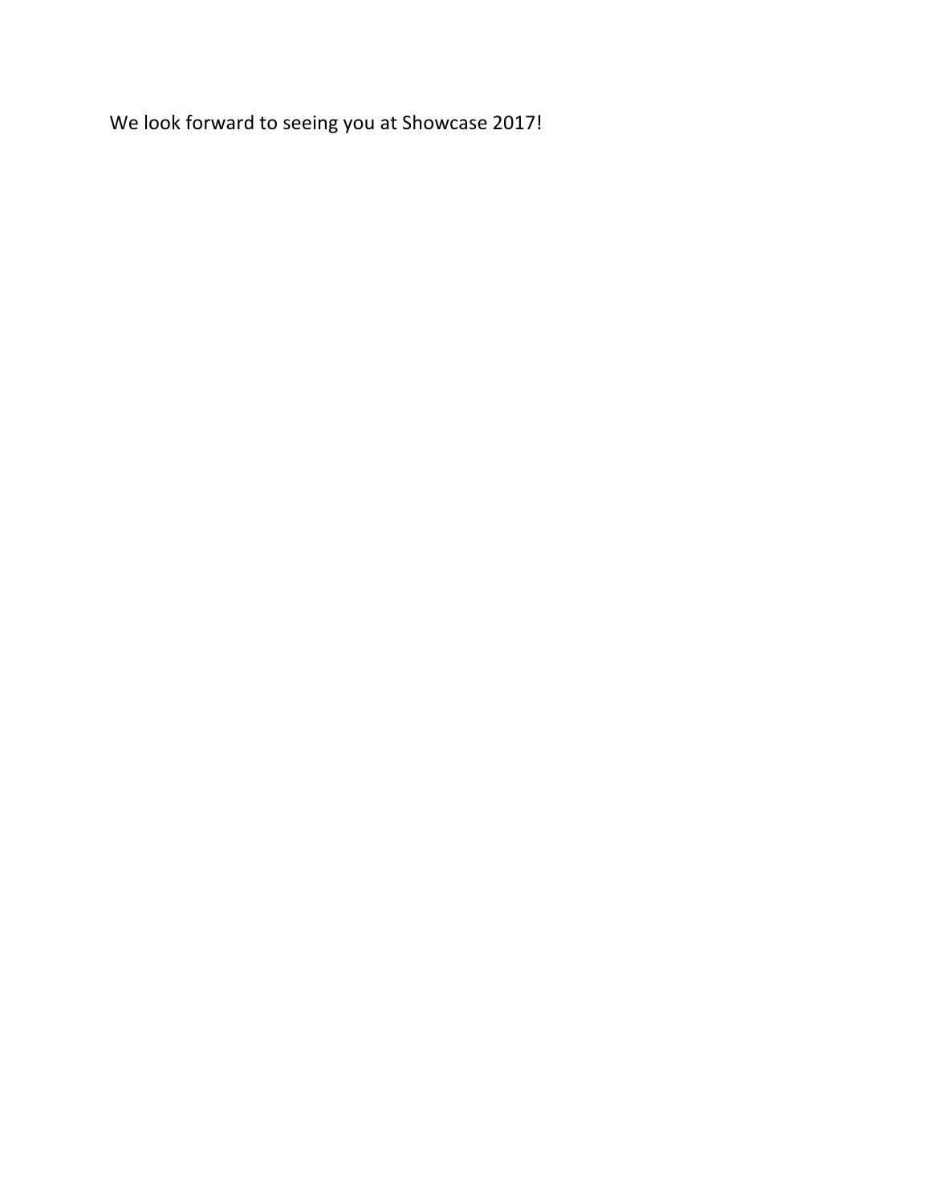We look forward to seeing you at Showcase 2017!